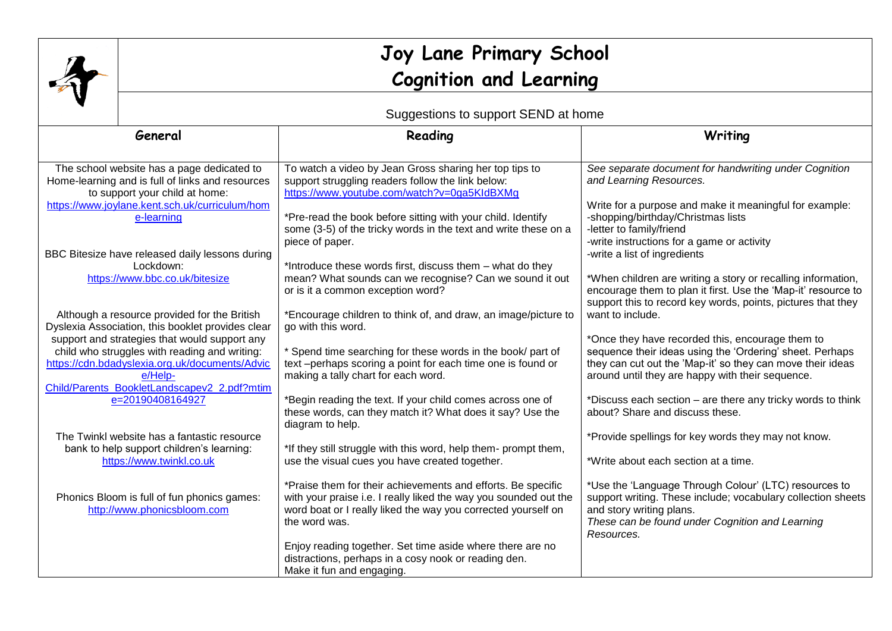# Joy Lane Primary School

## Cognition and Learning

Suggestions to support SEND at home

| General | Reading | Writing |
|---|---|---|
| The school website has a page dedicated to Home-learning and is full of links and resources to support your child at home: https://www.joylane.kent.sch.uk/curriculum/home-learning<br><br>BBC Bitesize have released daily lessons during Lockdown: https://www.bbc.co.uk/bitesize<br><br>Although a resource provided for the British Dyslexia Association, this booklet provides clear support and strategies that would support any child who struggles with reading and writing: https://cdn.bdadyslexia.org.uk/documents/Advice/Help-Child/Parents_BookletLandscapev2_2.pdf?mtime=20190408164927<br><br>The Twinkl website has a fantastic resource bank to help support children's learning: https://www.twinkl.co.uk<br><br>Phonics Bloom is full of fun phonics games: http://www.phonicsbloom.com | To watch a video by Jean Gross sharing her top tips to support struggling readers follow the link below: https://www.youtube.com/watch?v=0ga5KIdBXMg<br><br>*Pre-read the book before sitting with your child. Identify some (3-5) of the tricky words in the text and write these on a piece of paper.<br><br>*Introduce these words first, discuss them – what do they mean? What sounds can we recognise? Can we sound it out or is it a common exception word?<br><br>*Encourage children to think of, and draw, an image/picture to go with this word.<br><br>* Spend time searching for these words in the book/ part of text –perhaps scoring a point for each time one is found or making a tally chart for each word.<br><br>*Begin reading the text. If your child comes across one of these words, can they match it? What does it say? Use the diagram to help.<br><br>*If they still struggle with this word, help them- prompt them, use the visual cues you have created together.<br><br>*Praise them for their achievements and efforts. Be specific with your praise i.e. I really liked the way you sounded out the word boat or I really liked the way you corrected yourself on the word was.<br><br>Enjoy reading together. Set time aside where there are no distractions, perhaps in a cosy nook or reading den. Make it fun and engaging. | *See separate document for handwriting under Cognition and Learning Resources.*<br><br>Write for a purpose and make it meaningful for example:<br>-shopping/birthday/Christmas lists<br>-letter to family/friend<br>-write instructions for a game or activity<br>-write a list of ingredients<br><br>*When children are writing a story or recalling information, encourage them to plan it first. Use the 'Map-it' resource to support this to record key words, points, pictures that they want to include.<br><br>*Once they have recorded this, encourage them to sequence their ideas using the 'Ordering' sheet. Perhaps they can cut out the 'Map-it' so they can move their ideas around until they are happy with their sequence.<br><br>*Discuss each section – are there any tricky words to think about? Share and discuss these.<br><br>*Provide spellings for key words they may not know.<br><br>*Write about each section at a time.<br><br>*Use the 'Language Through Colour' (LTC) resources to support writing. These include; vocabulary collection sheets and story writing plans.<br>*These can be found under Cognition and Learning Resources.* |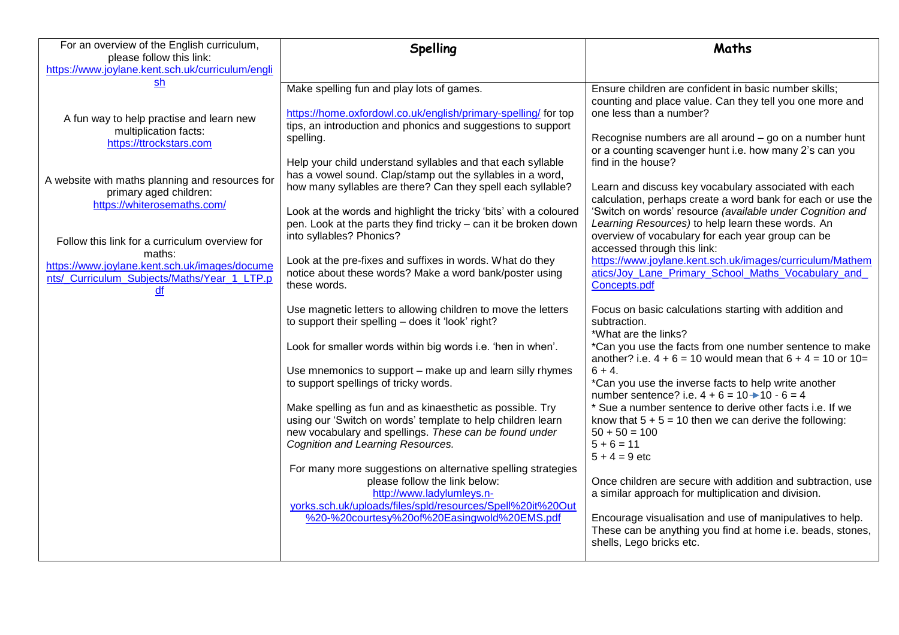| For an overview of the English curriculum, please follow this link: https://www.joylane.kent.sch.uk/curriculum/english | **Spelling** | **Maths** |
|---|---|---|
| A fun way to help practise and learn new multiplication facts: https://ttrockstars.com<br><br>A website with maths planning and resources for primary aged children: https://whiterosemaths.com/<br><br>Follow this link for a curriculum overview for maths: https://www.joylane.kent.sch.uk/images/documents/_Curriculum_Subjects/Maths/Year_1_LTP.pdf | Make spelling fun and play lots of games.<br><br>https://home.oxfordowl.co.uk/english/primary-spelling/ for top tips, an introduction and phonics and suggestions to support spelling.<br><br>Help your child understand syllables and that each syllable has a vowel sound. Clap/stamp out the syllables in a word, how many syllables are there? Can they spell each syllable?<br><br>Look at the words and highlight the tricky 'bits' with a coloured pen. Look at the parts they find tricky – can it be broken down into syllables? Phonics?<br><br>Look at the pre-fixes and suffixes in words. What do they notice about these words? Make a word bank/poster using these words.<br><br>Use magnetic letters to allowing children to move the letters to support their spelling – does it 'look' right?<br><br>Look for smaller words within big words i.e. 'hen in when'.<br><br>Use mnemonics to support – make up and learn silly rhymes to support spellings of tricky words.<br><br>Make spelling as fun and as kinaesthetic as possible. Try using our 'Switch on words' template to help children learn new vocabulary and spellings. *These can be found under Cognition and Learning Resources.*<br><br>For many more suggestions on alternative spelling strategies please follow the link below: http://www.ladylumleys.n-yorks.sch.uk/uploads/files/spld/resources/Spell%20it%20Out%20-%20courtesy%20of%20Easingwold%20EMS.pdf | Ensure children are confident in basic number skills; counting and place value. Can they tell you one more and one less than a number?<br><br>Recognise numbers are all around – go on a number hunt or a counting scavenger hunt i.e. how many 2's can you find in the house?<br><br>Learn and discuss key vocabulary associated with each calculation, perhaps create a word bank for each or use the 'Switch on words' resource *(available under Cognition and Learning Resources)* to help learn these words. An overview of vocabulary for each year group can be accessed through this link: https://www.joylane.kent.sch.uk/images/curriculum/Mathematics/Joy_Lane_Primary_School_Maths_Vocabulary_and_Concepts.pdf<br><br>Focus on basic calculations starting with addition and subtraction.<br>*What are the links?<br>*Can you use the facts from one number sentence to make another? i.e. 4 + 6 = 10 would mean that 6 + 4 = 10 or 10= 6 + 4.<br>*Can you use the inverse facts to help write another number sentence? i.e. 4 + 6 = 10 → 10 - 6 = 4<br>* Sue a number sentence to derive other facts i.e. If we know that 5 + 5 = 10 then we can derive the following:<br>50 + 50 = 100<br>5 + 6 = 11<br>5 + 4 = 9 etc<br><br>Once children are secure with addition and subtraction, use a similar approach for multiplication and division.<br><br>Encourage visualisation and use of manipulatives to help. These can be anything you find at home i.e. beads, stones, shells, Lego bricks etc. |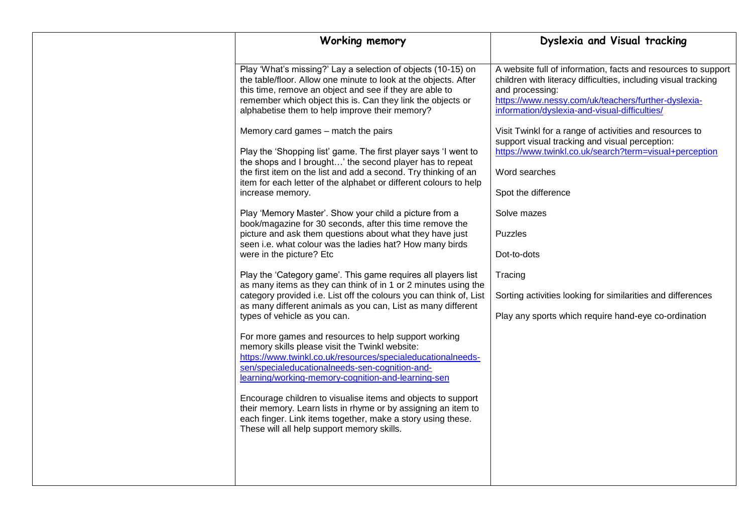| | Working memory | Dyslexia and Visual tracking |
|---|---|---|
| | Play 'What's missing?' Lay a selection of objects (10-15) on the table/floor. Allow one minute to look at the objects. After this time, remove an object and see if they are able to remember which object this is. Can they link the objects or alphabetise them to help improve their memory?<br><br>Memory card games – match the pairs<br><br>Play the 'Shopping list' game. The first player says 'I went to the shops and I brought…' the second player has to repeat the first item on the list and add a second. Try thinking of an item for each letter of the alphabet or different colours to help increase memory.<br><br>Play 'Memory Master'. Show your child a picture from a book/magazine for 30 seconds, after this time remove the picture and ask them questions about what they have just seen i.e. what colour was the ladies hat? How many birds were in the picture? Etc<br><br>Play the 'Category game'. This game requires all players list as many items as they can think of in 1 or 2 minutes using the category provided i.e. List off the colours you can think of, List as many different animals as you can, List as many different types of vehicle as you can.<br><br>For more games and resources to help support working memory skills please visit the Twinkl website: https://www.twinkl.co.uk/resources/specialeducationalneeds-sen/specialeducationalneeds-sen-cognition-and-learning/working-memory-cognition-and-learning-sen<br><br>Encourage children to visualise items and objects to support their memory. Learn lists in rhyme or by assigning an item to each finger. Link items together, make a story using these. These will all help support memory skills. | A website full of information, facts and resources to support children with literacy difficulties, including visual tracking and processing: https://www.nessy.com/uk/teachers/further-dyslexia-information/dyslexia-and-visual-difficulties/<br><br>Visit Twinkl for a range of activities and resources to support visual tracking and visual perception: https://www.twinkl.co.uk/search?term=visual+perception<br><br>Word searches<br><br>Spot the difference<br><br>Solve mazes<br><br>Puzzles<br><br>Dot-to-dots<br><br>Tracing<br><br>Sorting activities looking for similarities and differences<br><br>Play any sports which require hand-eye co-ordination |